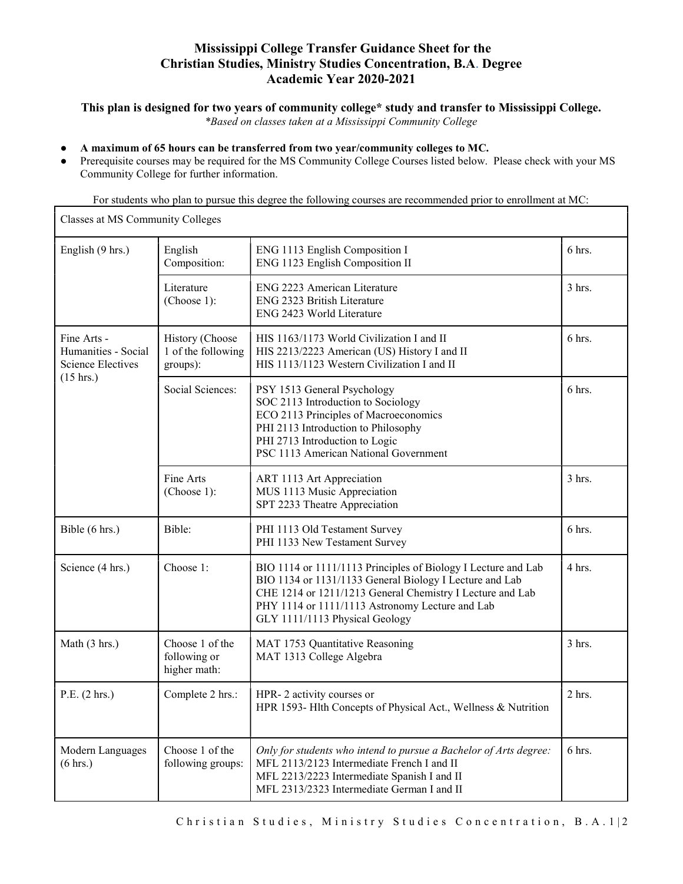# Mississippi College Transfer Guidance Sheet for the Christian Studies, Ministry Studies Concentration, B.A. Degree
## Academic Year 2020-2021

**This plan is designed for two years of community college\* study and transfer to Mississippi College.**

*\*Based on classes taken at a Mississippi Community College*

- **A maximum of 65 hours can be transferred from two year/community colleges to MC.**
- Prerequisite courses may be required for the MS Community College Courses listed below. Please check with your MS Community College for further information.

For students who plan to pursue this degree the following courses are recommended prior to enrollment at MC:

| Classes at MS Community Colleges | | | |
|---|---|---|---|
| English (9 hrs.) | English Composition: | ENG 1113 English Composition I<br>ENG 1123 English Composition II | 6 hrs. |
| | Literature (Choose 1): | ENG 2223 American Literature<br>ENG 2323 British Literature<br>ENG 2423 World Literature | 3 hrs. |
| Fine Arts - Humanities - Social Science Electives (15 hrs.) | History (Choose 1 of the following groups): | HIS 1163/1173 World Civilization I and II<br>HIS 2213/2223 American (US) History I and II<br>HIS 1113/1123 Western Civilization I and II | 6 hrs. |
| | Social Sciences: | PSY 1513 General Psychology<br>SOC 2113 Introduction to Sociology<br>ECO 2113 Principles of Macroeconomics<br>PHI 2113 Introduction to Philosophy<br>PHI 2713 Introduction to Logic<br>PSC 1113 American National Government | 6 hrs. |
| | Fine Arts (Choose 1): | ART 1113 Art Appreciation<br>MUS 1113 Music Appreciation<br>SPT 2233 Theatre Appreciation | 3 hrs. |
| Bible (6 hrs.) | Bible: | PHI 1113 Old Testament Survey<br>PHI 1133 New Testament Survey | 6 hrs. |
| Science (4 hrs.) | Choose 1: | BIO 1114 or 1111/1113 Principles of Biology I Lecture and Lab<br>BIO 1134 or 1131/1133 General Biology I Lecture and Lab<br>CHE 1214 or 1211/1213 General Chemistry I Lecture and Lab<br>PHY 1114 or 1111/1113 Astronomy Lecture and Lab<br>GLY 1111/1113 Physical Geology | 4 hrs. |
| Math (3 hrs.) | Choose 1 of the following or higher math: | MAT 1753 Quantitative Reasoning<br>MAT 1313 College Algebra | 3 hrs. |
| P.E. (2 hrs.) | Complete 2 hrs.: | HPR- 2 activity courses or<br>HPR 1593- Hlth Concepts of Physical Act., Wellness & Nutrition | 2 hrs. |
| Modern Languages (6 hrs.) | Choose 1 of the following groups: | *Only for students who intend to pursue a Bachelor of Arts degree:*<br>MFL 2113/2123 Intermediate French I and II<br>MFL 2213/2223 Intermediate Spanish I and II<br>MFL 2313/2323 Intermediate German I and II | 6 hrs. |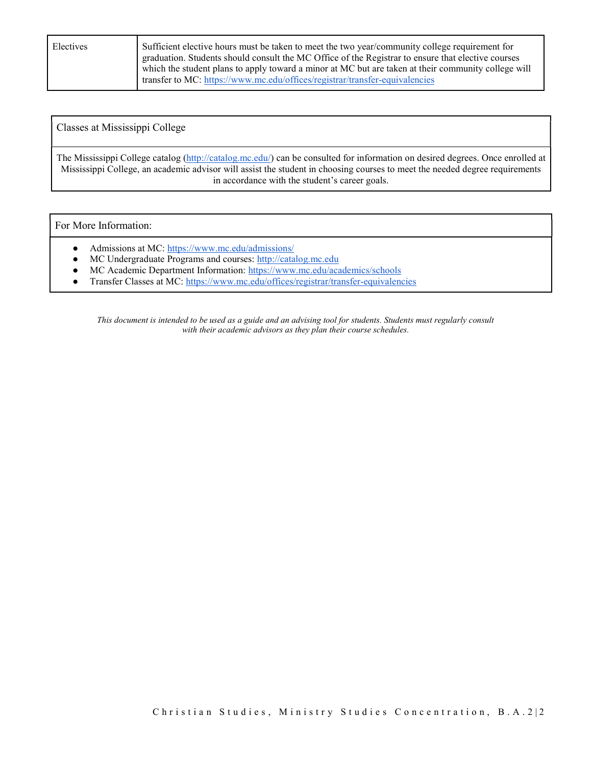| | |
|---|---|
| Electives | Sufficient elective hours must be taken to meet the two year/community college requirement for graduation. Students should consult the MC Office of the Registrar to ensure that elective courses which the student plans to apply toward a minor at MC but are taken at their community college will transfer to MC: https://www.mc.edu/offices/registrar/transfer-equivalencies |

## Classes at Mississippi College

The Mississippi College catalog (http://catalog.mc.edu/) can be consulted for information on desired degrees. Once enrolled at Mississippi College, an academic advisor will assist the student in choosing courses to meet the needed degree requirements in accordance with the student's career goals.

## For More Information:

- Admissions at MC: https://www.mc.edu/admissions/
- MC Undergraduate Programs and courses: http://catalog.mc.edu
- MC Academic Department Information: https://www.mc.edu/academics/schools
- Transfer Classes at MC: https://www.mc.edu/offices/registrar/transfer-equivalencies

*This document is intended to be used as a guide and an advising tool for students. Students must regularly consult with their academic advisors as they plan their course schedules.*